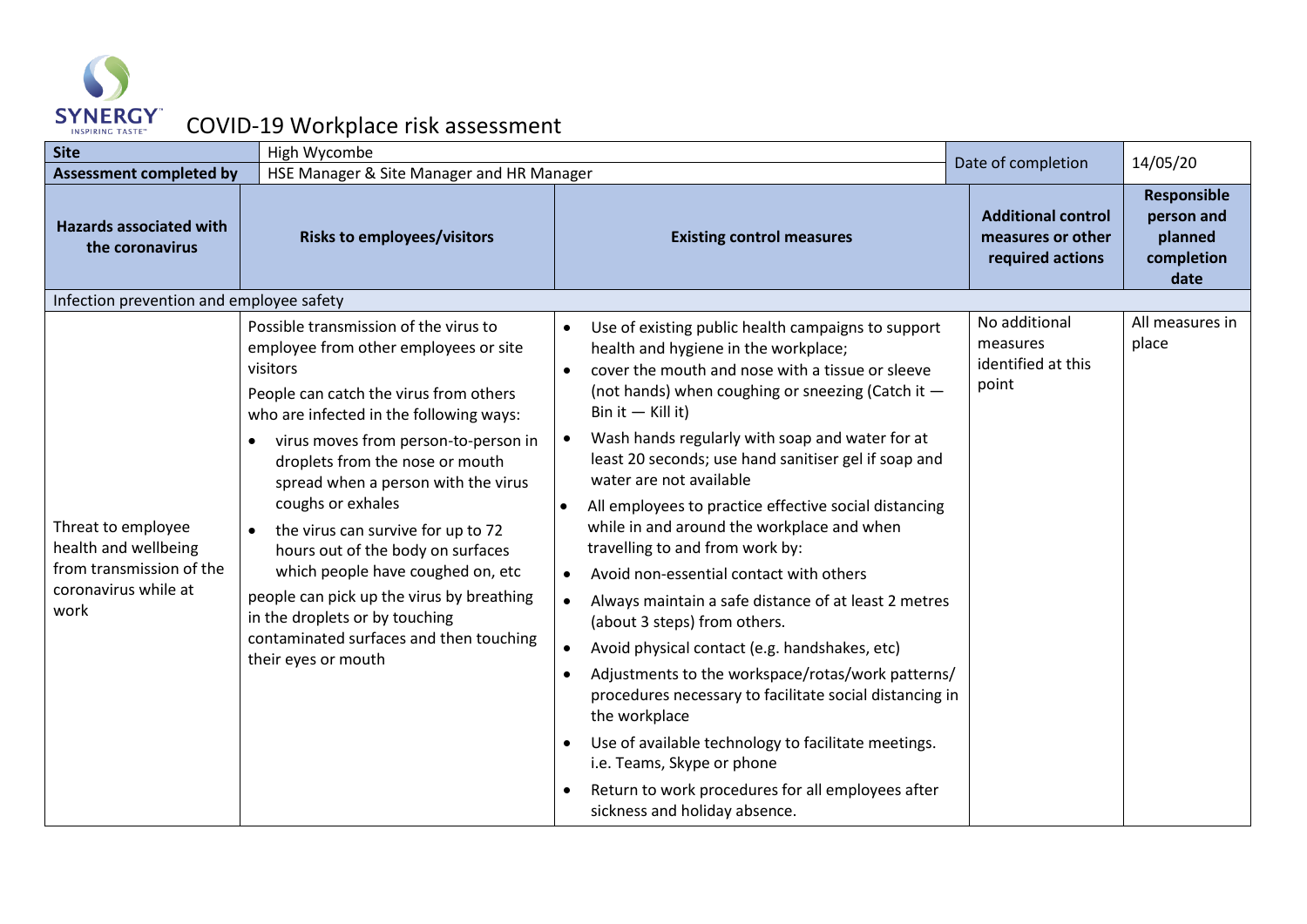SYNERGY™ INSPIRING TASTE™

# COVID-19 Workplace risk assessment

| Site | High Wycombe | Date of completion | 14/05/20 |
|---|---|---|---|
| **Assessment completed by** | HSE Manager & Site Manager and HR Manager | | |

| **Hazards associated with the coronavirus** | **Risks to employees/visitors** | **Existing control measures** | **Additional control measures or other required actions** | **Responsible person and planned completion date** |
|---|---|---|---|---|
| Infection prevention and employee safety | | | | |
| Threat to employee health and wellbeing from transmission of the coronavirus while at work | Possible transmission of the virus to employee from other employees or site visitors<br><br>People can catch the virus from others who are infected in the following ways:<br>• virus moves from person-to-person in droplets from the nose or mouth spread when a person with the virus coughs or exhales<br>• the virus can survive for up to 72 hours out of the body on surfaces which people have coughed on, etc<br><br>people can pick up the virus by breathing in the droplets or by touching contaminated surfaces and then touching their eyes or mouth | • Use of existing public health campaigns to support health and hygiene in the workplace;<br>• cover the mouth and nose with a tissue or sleeve (not hands) when coughing or sneezing (Catch it — Bin it — Kill it)<br>• Wash hands regularly with soap and water for at least 20 seconds; use hand sanitiser gel if soap and water are not available<br>• All employees to practice effective social distancing while in and around the workplace and when travelling to and from work by:<br>• Avoid non-essential contact with others<br>• Always maintain a safe distance of at least 2 metres (about 3 steps) from others.<br>• Avoid physical contact (e.g. handshakes, etc)<br>• Adjustments to the workspace/rotas/work patterns/ procedures necessary to facilitate social distancing in the workplace<br>• Use of available technology to facilitate meetings. i.e. Teams, Skype or phone<br>• Return to work procedures for all employees after sickness and holiday absence. | No additional measures identified at this point | All measures in place |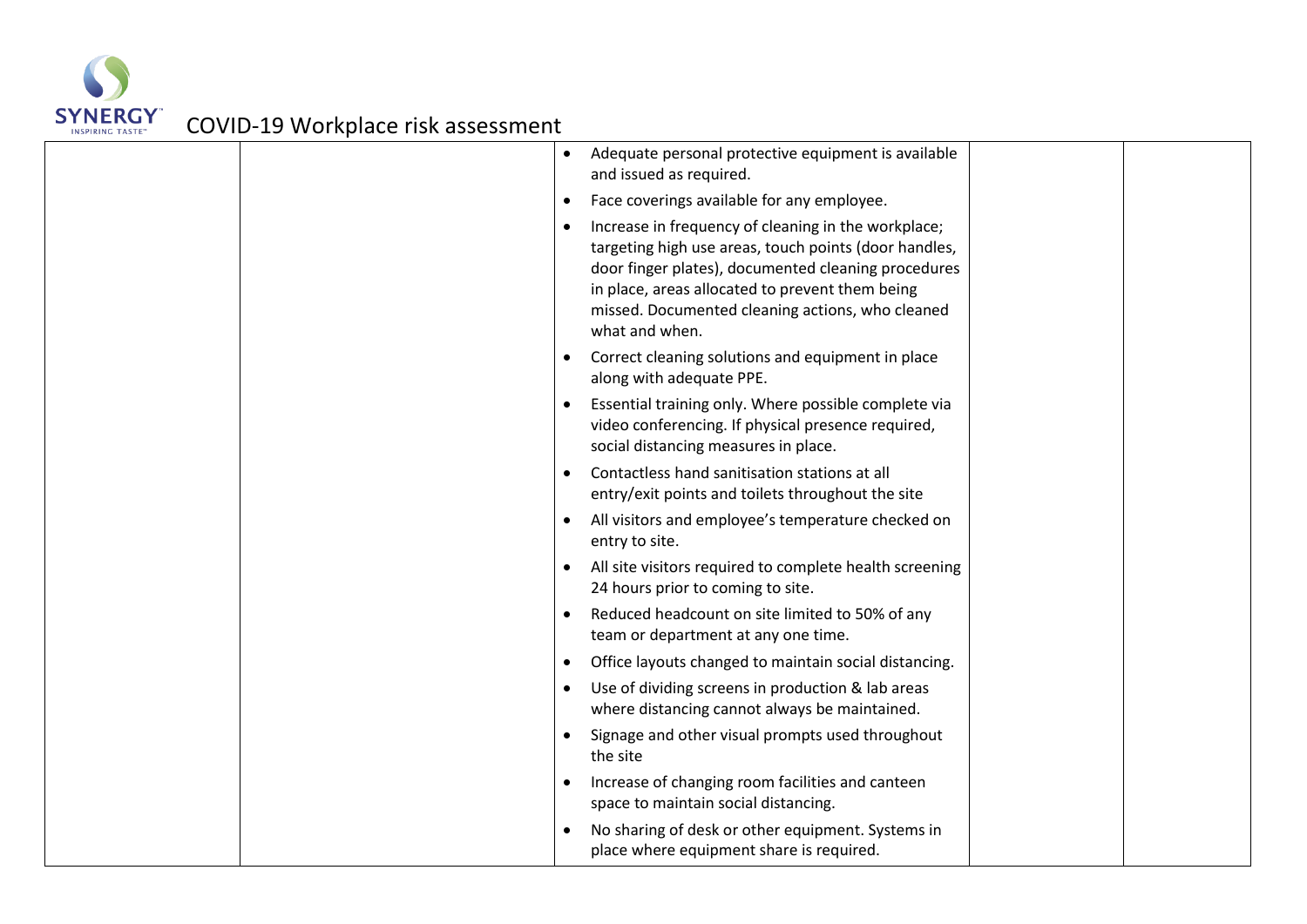# COVID-19 Workplace risk assessment

| | | | | |
|---|---|---|---|---|
| | | • Adequate personal protective equipment is available and issued as required.<br>• Face coverings available for any employee.<br>• Increase in frequency of cleaning in the workplace; targeting high use areas, touch points (door handles, door finger plates), documented cleaning procedures in place, areas allocated to prevent them being missed. Documented cleaning actions, who cleaned what and when.<br>• Correct cleaning solutions and equipment in place along with adequate PPE.<br>• Essential training only. Where possible complete via video conferencing. If physical presence required, social distancing measures in place.<br>• Contactless hand sanitisation stations at all entry/exit points and toilets throughout the site<br>• All visitors and employee's temperature checked on entry to site.<br>• All site visitors required to complete health screening 24 hours prior to coming to site.<br>• Reduced headcount on site limited to 50% of any team or department at any one time.<br>• Office layouts changed to maintain social distancing.<br>• Use of dividing screens in production & lab areas where distancing cannot always be maintained.<br>• Signage and other visual prompts used throughout the site<br>• Increase of changing room facilities and canteen space to maintain social distancing.<br>• No sharing of desk or other equipment. Systems in place where equipment share is required. | | |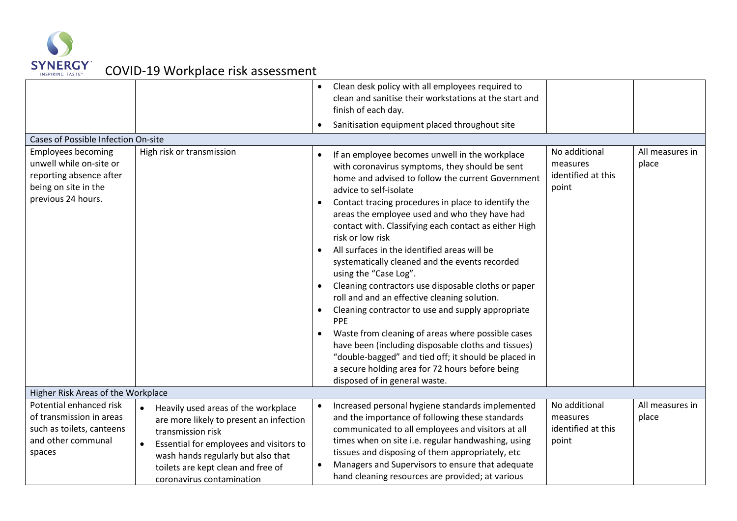# COVID-19 Workplace risk assessment

| | | | | |
|---|---|---|---|---|
| | | • Clean desk policy with all employees required to clean and sanitise their workstations at the start and finish of each day.<br>• Sanitisation equipment placed throughout site | | |
| **Cases of Possible Infection On-site** | | | | |
| Employees becoming unwell while on-site or reporting absence after being on site in the previous 24 hours. | High risk or transmission | • If an employee becomes unwell in the workplace with coronavirus symptoms, they should be sent home and advised to follow the current Government advice to self-isolate<br>• Contact tracing procedures in place to identify the areas the employee used and who they have had contact with. Classifying each contact as either High risk or low risk<br>• All surfaces in the identified areas will be systematically cleaned and the events recorded using the "Case Log".<br>• Cleaning contractors use disposable cloths or paper roll and and an effective cleaning solution.<br>• Cleaning contractor to use and supply appropriate PPE<br>• Waste from cleaning of areas where possible cases have been (including disposable cloths and tissues) "double-bagged" and tied off; it should be placed in a secure holding area for 72 hours before being disposed of in general waste. | No additional measures identified at this point | All measures in place |
| **Higher Risk Areas of the Workplace** | | | | |
| Potential enhanced risk of transmission in areas such as toilets, canteens and other communal spaces | • Heavily used areas of the workplace are more likely to present an infection transmission risk<br>• Essential for employees and visitors to wash hands regularly but also that toilets are kept clean and free of coronavirus contamination | • Increased personal hygiene standards implemented and the importance of following these standards communicated to all employees and visitors at all times when on site i.e. regular handwashing, using tissues and disposing of them appropriately, etc<br>• Managers and Supervisors to ensure that adequate hand cleaning resources are provided; at various | No additional measures identified at this point | All measures in place |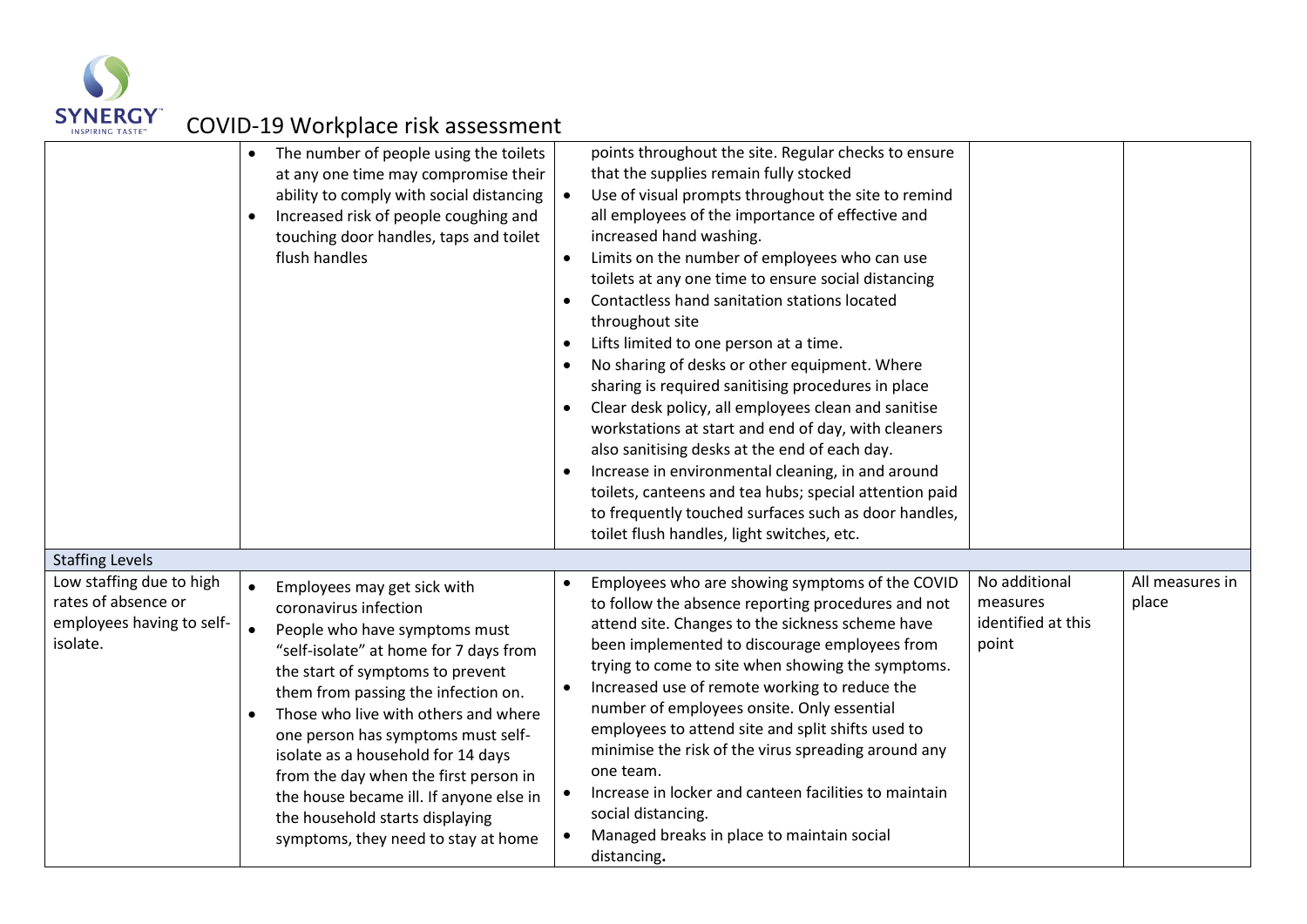# COVID-19 Workplace risk assessment

| | | | | |
|---|---|---|---|---|
| | • The number of people using the toilets at any one time may compromise their ability to comply with social distancing<br>• Increased risk of people coughing and touching door handles, taps and toilet flush handles | points throughout the site. Regular checks to ensure that the supplies remain fully stocked<br>• Use of visual prompts throughout the site to remind all employees of the importance of effective and increased hand washing.<br>• Limits on the number of employees who can use toilets at any one time to ensure social distancing<br>• Contactless hand sanitation stations located throughout site<br>• Lifts limited to one person at a time.<br>• No sharing of desks or other equipment. Where sharing is required sanitising procedures in place<br>• Clear desk policy, all employees clean and sanitise workstations at start and end of day, with cleaners also sanitising desks at the end of each day.<br>• Increase in environmental cleaning, in and around toilets, canteens and tea hubs; special attention paid to frequently touched surfaces such as door handles, toilet flush handles, light switches, etc. | | |
| Staffing Levels | | | | |
| Low staffing due to high rates of absence or employees having to self-isolate. | • Employees may get sick with coronavirus infection<br>• People who have symptoms must "self-isolate" at home for 7 days from the start of symptoms to prevent them from passing the infection on.<br>• Those who live with others and where one person has symptoms must self-isolate as a household for 14 days from the day when the first person in the house became ill. If anyone else in the household starts displaying symptoms, they need to stay at home | • Employees who are showing symptoms of the COVID to follow the absence reporting procedures and not attend site. Changes to the sickness scheme have been implemented to discourage employees from trying to come to site when showing the symptoms.<br>• Increased use of remote working to reduce the number of employees onsite. Only essential employees to attend site and split shifts used to minimise the risk of the virus spreading around any one team.<br>• Increase in locker and canteen facilities to maintain social distancing.<br>• Managed breaks in place to maintain social distancing. | No additional measures identified at this point | All measures in place |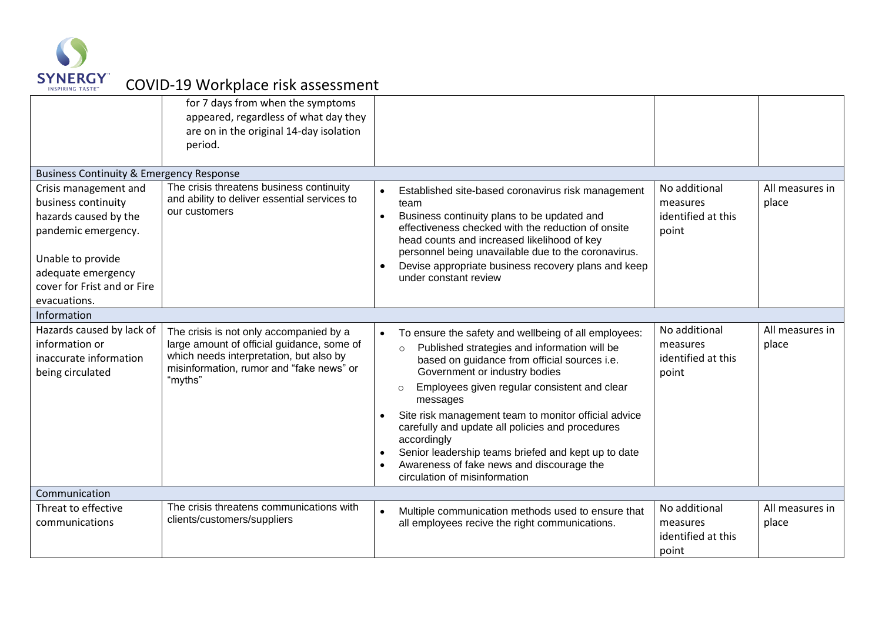# COVID-19 Workplace risk assessment

| | | | | |
|---|---|---|---|---|
| | for 7 days from when the symptoms appeared, regardless of what day they are on in the original 14-day isolation period. | | | |
| Business Continuity & Emergency Response | | | | |
| Crisis management and business continuity hazards caused by the pandemic emergency.<br><br>Unable to provide adequate emergency cover for Frist and or Fire evacuations. | The crisis threatens business continuity and ability to deliver essential services to our customers | • Established site-based coronavirus risk management team<br>• Business continuity plans to be updated and effectiveness checked with the reduction of onsite head counts and increased likelihood of key personnel being unavailable due to the coronavirus.<br>• Devise appropriate business recovery plans and keep under constant review | No additional measures identified at this point | All measures in place |
| Information | | | | |
| Hazards caused by lack of information or inaccurate information being circulated | The crisis is not only accompanied by a large amount of official guidance, some of which needs interpretation, but also by misinformation, rumor and "fake news" or "myths" | • To ensure the safety and wellbeing of all employees:<br>  ○ Published strategies and information will be based on guidance from official sources i.e. Government or industry bodies<br>  ○ Employees given regular consistent and clear messages<br>• Site risk management team to monitor official advice carefully and update all policies and procedures accordingly<br>• Senior leadership teams briefed and kept up to date<br>• Awareness of fake news and discourage the circulation of misinformation | No additional measures identified at this point | All measures in place |
| Communication | | | | |
| Threat to effective communications | The crisis threatens communications with clients/customers/suppliers | • Multiple communication methods used to ensure that all employees recive the right communications. | No additional measures identified at this point | All measures in place |